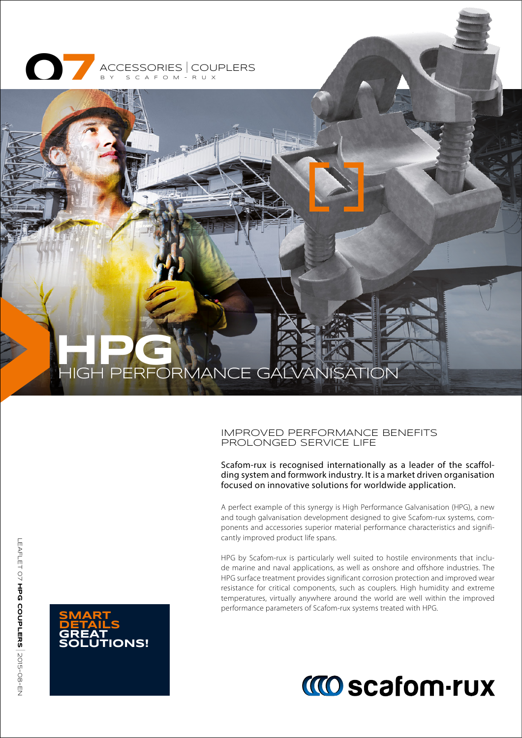07 ACCESSORIES | COUPLERS

BY SCAFOM-RUX

# HPG

## HIGH PERFORMANCE GALVANISATION

### IMPROVED PERFORMANCE BENEFITS PROLONGED SERVICE LIFE

Scafom-rux is recognised internationally as a leader of the scaffolding system and formwork industry. It is a market driven organisation focused on innovative solutions for worldwide application.

A perfect example of this synergy is High Performance Galvanisation (HPG), a new and tough galvanisation development designed to give Scafom-rux systems, components and accessories superior material performance characteristics and significantly improved product life spans.

HPG by Scafom-rux is particularly well suited to hostile environments that include marine and naval applications, as well as onshore and offshore industries. The HPG surface treatment provides significant corrosion protection and improved wear resistance for critical components, such as couplers. High humidity and extreme temperatures, virtually anywhere around the world are well within the improved performance parameters of Scafom-rux systems treated with HPG.

**SMART DETAILS GREAT SOLUTIONS!**

scafom-rux

LEAFLET 07 **HPG COUPLERS** | 2015-08-EN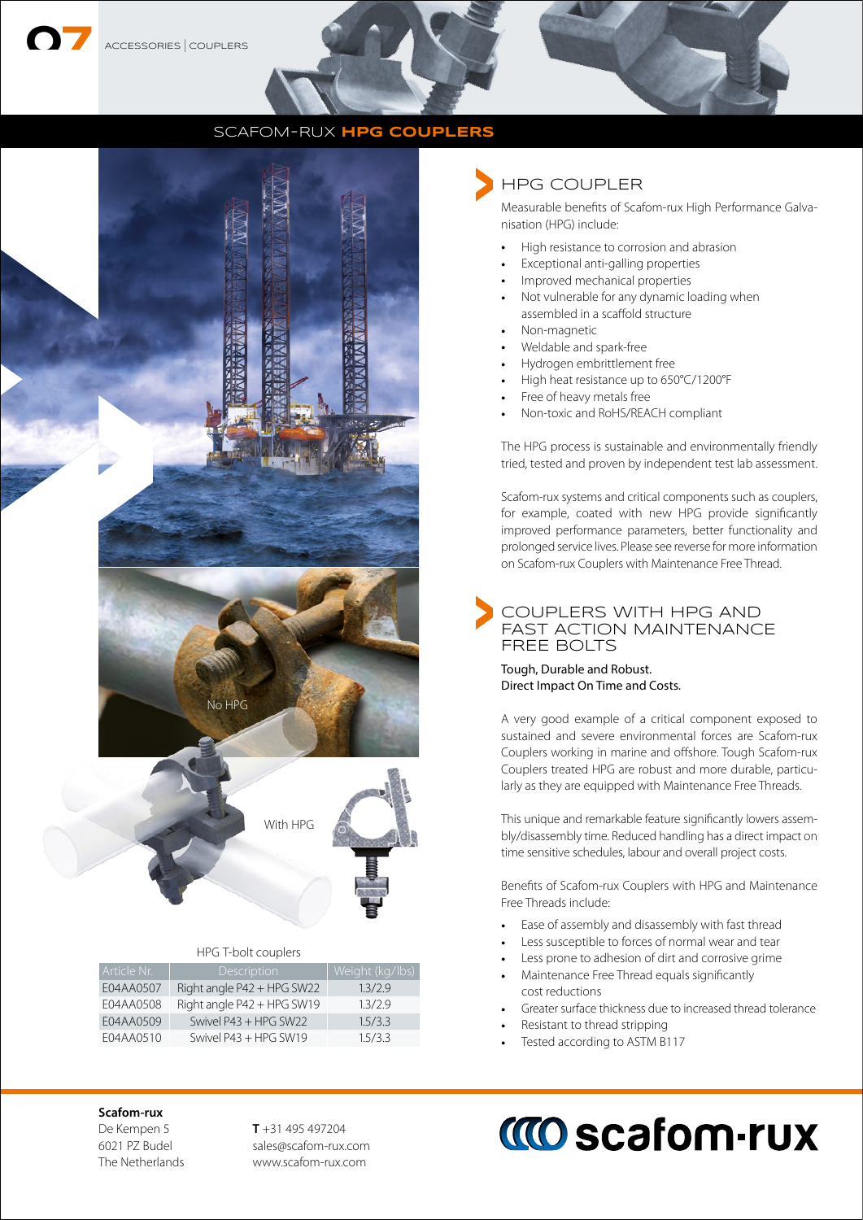# SCAFOM-RUX **HPG COUPLERS**

No HPG

With HPG

HPG T-bolt couplers

| Article Nr. | Description | Weight (kg/lbs) |
|---|---|---|
| E04AA0507 | Right angle P42 + HPG SW22 | 1.3/2.9 |
| E04AA0508 | Right angle P42 + HPG SW19 | 1.3/2.9 |
| E04AA0509 | Swivel P43 + HPG SW22 | 1.5/3.3 |
| E04AA0510 | Swivel P43 + HPG SW19 | 1.5/3.3 |

## HPG COUPLER

Measurable benefits of Scafom-rux High Performance Galvanisation (HPG) include:

- High resistance to corrosion and abrasion
- Exceptional anti-galling properties
- Improved mechanical properties
- Not vulnerable for any dynamic loading when assembled in a scaffold structure
- Non-magnetic
- Weldable and spark-free
- Hydrogen embrittlement free
- High heat resistance up to 650°C/1200°F
- Free of heavy metals free
- Non-toxic and RoHS/REACH compliant

The HPG process is sustainable and environmentally friendly tried, tested and proven by independent test lab assessment.

Scafom-rux systems and critical components such as couplers, for example, coated with new HPG provide significantly improved performance parameters, better functionality and prolonged service lives. Please see reverse for more information on Scafom-rux Couplers with Maintenance Free Thread.

## COUPLERS WITH HPG AND FAST ACTION MAINTENANCE FREE BOLTS

Tough, Durable and Robust.
Direct Impact On Time and Costs.

A very good example of a critical component exposed to sustained and severe environmental forces are Scafom-rux Couplers working in marine and offshore. Tough Scafom-rux Couplers treated HPG are robust and more durable, particularly as they are equipped with Maintenance Free Threads.

This unique and remarkable feature significantly lowers assembly/disassembly time. Reduced handling has a direct impact on time sensitive schedules, labour and overall project costs.

Benefits of Scafom-rux Couplers with HPG and Maintenance Free Threads include:

- Ease of assembly and disassembly with fast thread
- Less susceptible to forces of normal wear and tear
- Less prone to adhesion of dirt and corrosive grime
- Maintenance Free Thread equals significantly cost reductions
- Greater surface thickness due to increased thread tolerance
- Resistant to thread stripping
- Tested according to ASTM B117

**Scafom-rux**
De Kempen 5
6021 PZ Budel
The Netherlands

**T** +31 495 497204
sales@scafom-rux.com
www.scafom-rux.com

scafom-rux